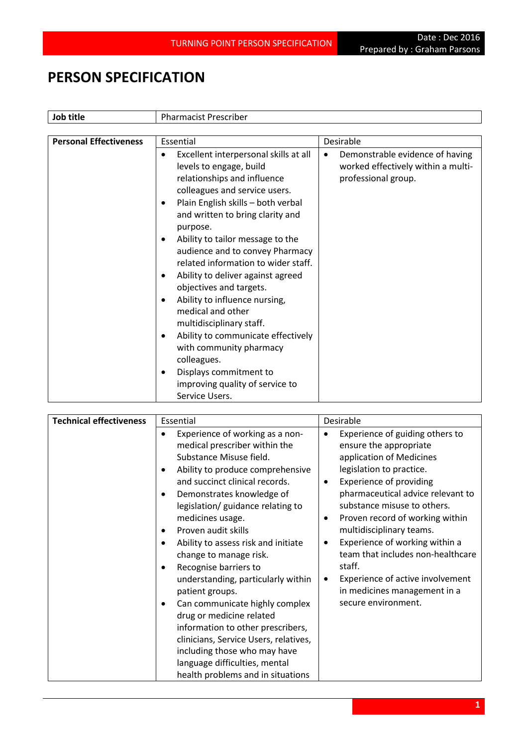# PERSON SPECIFICATION

| Job title | Pharmacist Prescriber |
| --- | --- |

| Personal Effectiveness | Essential | Desirable |
| --- | --- | --- |
| | • Excellent interpersonal skills at all levels to engage, build relationships and influence colleagues and service users.<br>• Plain English skills – both verbal and written to bring clarity and purpose.<br>• Ability to tailor message to the audience and to convey Pharmacy related information to wider staff.<br>• Ability to deliver against agreed objectives and targets.<br>• Ability to influence nursing, medical and other multidisciplinary staff.<br>• Ability to communicate effectively with community pharmacy colleagues.<br>• Displays commitment to improving quality of service to Service Users. | • Demonstrable evidence of having worked effectively within a multi-professional group. |

| Technical effectiveness | Essential | Desirable |
| --- | --- | --- |
| | • Experience of working as a non-medical prescriber within the Substance Misuse field.<br>• Ability to produce comprehensive and succinct clinical records.<br>• Demonstrates knowledge of legislation/ guidance relating to medicines usage.<br>• Proven audit skills<br>• Ability to assess risk and initiate change to manage risk.<br>• Recognise barriers to understanding, particularly within patient groups.<br>• Can communicate highly complex drug or medicine related information to other prescribers, clinicians, Service Users, relatives, including those who may have language difficulties, mental health problems and in situations | • Experience of guiding others to ensure the appropriate application of Medicines legislation to practice.<br>• Experience of providing pharmaceutical advice relevant to substance misuse to others.<br>• Proven record of working within multidisciplinary teams.<br>• Experience of working within a team that includes non-healthcare staff.<br>• Experience of active involvement in medicines management in a secure environment. |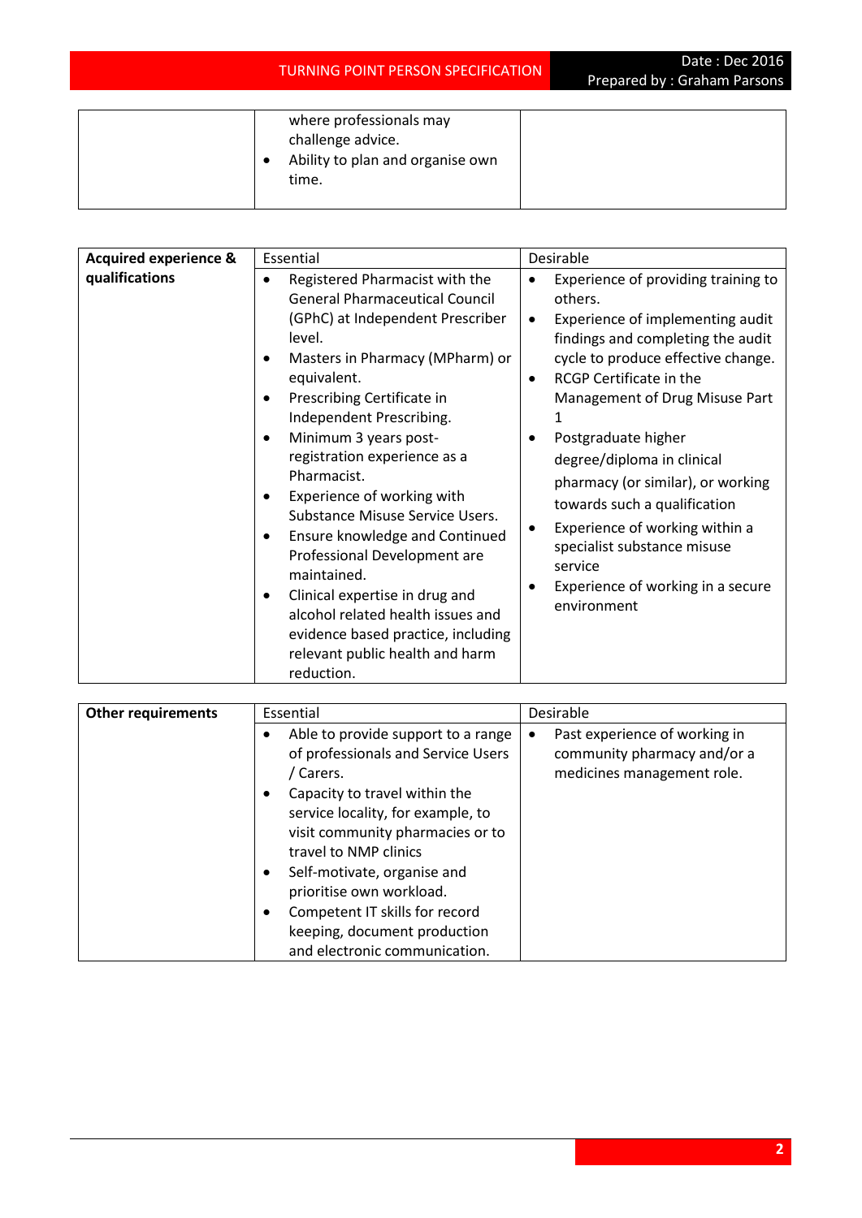| | | |
|---|---|---|
| | where professionals may challenge advice.<br>• Ability to plan and organise own time. | |

| **Acquired experience & qualifications** | Essential | Desirable |
|---|---|---|
| | • Registered Pharmacist with the General Pharmaceutical Council (GPhC) at Independent Prescriber level.<br>• Masters in Pharmacy (MPharm) or equivalent.<br>• Prescribing Certificate in Independent Prescribing.<br>• Minimum 3 years post-registration experience as a Pharmacist.<br>• Experience of working with Substance Misuse Service Users.<br>• Ensure knowledge and Continued Professional Development are maintained.<br>• Clinical expertise in drug and alcohol related health issues and evidence based practice, including relevant public health and harm reduction. | • Experience of providing training to others.<br>• Experience of implementing audit findings and completing the audit cycle to produce effective change.<br>• RCGP Certificate in the Management of Drug Misuse Part 1<br>• Postgraduate higher degree/diploma in clinical pharmacy (or similar), or working towards such a qualification<br>• Experience of working within a specialist substance misuse service<br>• Experience of working in a secure environment |

| **Other requirements** | Essential | Desirable |
|---|---|---|
| | • Able to provide support to a range of professionals and Service Users / Carers.<br>• Capacity to travel within the service locality, for example, to visit community pharmacies or to travel to NMP clinics<br>• Self-motivate, organise and prioritise own workload.<br>• Competent IT skills for record keeping, document production and electronic communication. | • Past experience of working in community pharmacy and/or a medicines management role. |